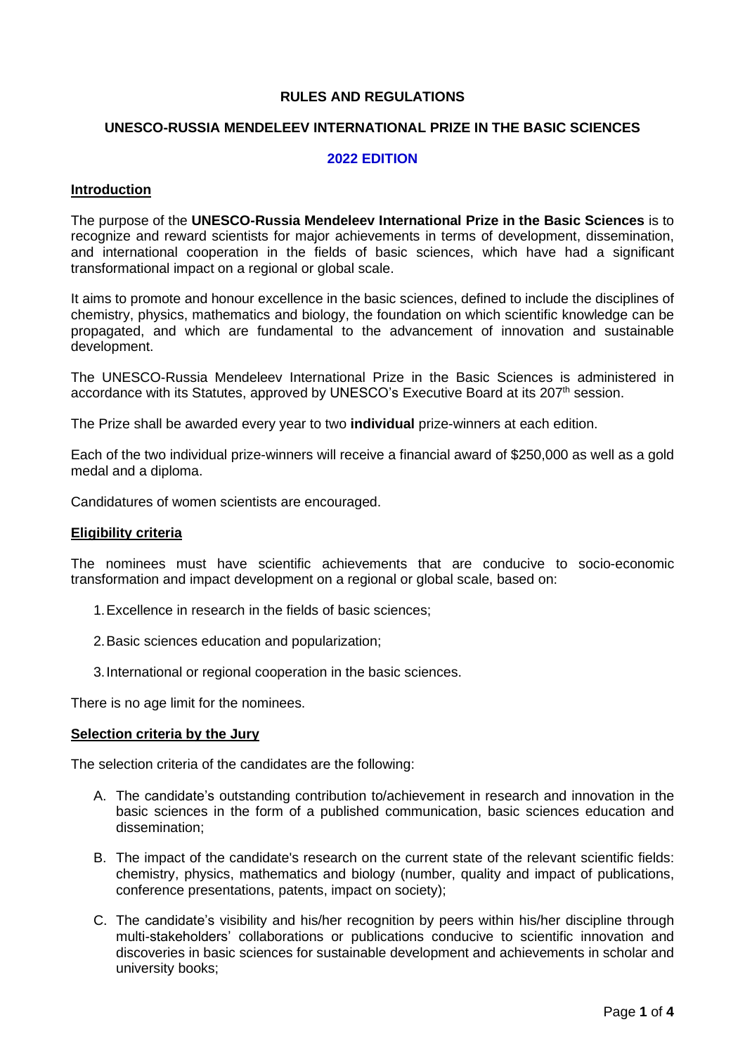# RULES AND REGULATIONS

## UNESCO-RUSSIA MENDELEEV INTERNATIONAL PRIZE IN THE BASIC SCIENCES

### 2022 EDITION

**Introduction**

The purpose of the **UNESCO-Russia Mendeleev International Prize in the Basic Sciences** is to recognize and reward scientists for major achievements in terms of development, dissemination, and international cooperation in the fields of basic sciences, which have had a significant transformational impact on a regional or global scale.

It aims to promote and honour excellence in the basic sciences, defined to include the disciplines of chemistry, physics, mathematics and biology, the foundation on which scientific knowledge can be propagated, and which are fundamental to the advancement of innovation and sustainable development.

The UNESCO-Russia Mendeleev International Prize in the Basic Sciences is administered in accordance with its Statutes, approved by UNESCO's Executive Board at its 207th session.

The Prize shall be awarded every year to two **individual** prize-winners at each edition.

Each of the two individual prize-winners will receive a financial award of $250,000 as well as a gold medal and a diploma.

Candidatures of women scientists are encouraged.

**Eligibility criteria**

The nominees must have scientific achievements that are conducive to socio-economic transformation and impact development on a regional or global scale, based on:

1. Excellence in research in the fields of basic sciences;
2. Basic sciences education and popularization;
3. International or regional cooperation in the basic sciences.

There is no age limit for the nominees.

**Selection criteria by the Jury**

The selection criteria of the candidates are the following:

A. The candidate's outstanding contribution to/achievement in research and innovation in the basic sciences in the form of a published communication, basic sciences education and dissemination;

B. The impact of the candidate's research on the current state of the relevant scientific fields: chemistry, physics, mathematics and biology (number, quality and impact of publications, conference presentations, patents, impact on society);

C. The candidate's visibility and his/her recognition by peers within his/her discipline through multi-stakeholders' collaborations or publications conducive to scientific innovation and discoveries in basic sciences for sustainable development and achievements in scholar and university books;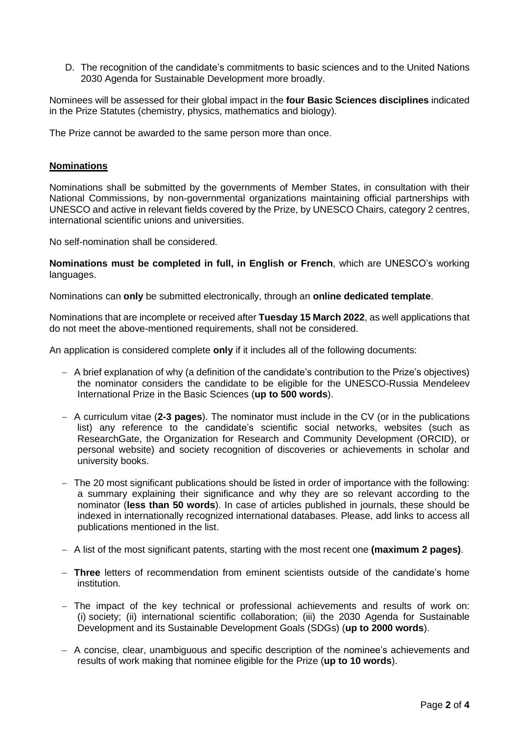D. The recognition of the candidate's commitments to basic sciences and to the United Nations 2030 Agenda for Sustainable Development more broadly.

Nominees will be assessed for their global impact in the **four Basic Sciences disciplines** indicated in the Prize Statutes (chemistry, physics, mathematics and biology).

The Prize cannot be awarded to the same person more than once.

## Nominations

Nominations shall be submitted by the governments of Member States, in consultation with their National Commissions, by non-governmental organizations maintaining official partnerships with UNESCO and active in relevant fields covered by the Prize, by UNESCO Chairs, category 2 centres, international scientific unions and universities.

No self-nomination shall be considered.

**Nominations must be completed in full, in English or French**, which are UNESCO's working languages.

Nominations can **only** be submitted electronically, through an **online dedicated template**.

Nominations that are incomplete or received after **Tuesday 15 March 2022**, as well applications that do not meet the above-mentioned requirements, shall not be considered.

An application is considered complete **only** if it includes all of the following documents:

- A brief explanation of why (a definition of the candidate's contribution to the Prize's objectives) the nominator considers the candidate to be eligible for the UNESCO-Russia Mendeleev International Prize in the Basic Sciences (**up to 500 words**).
- A curriculum vitae (**2-3 pages**). The nominator must include in the CV (or in the publications list) any reference to the candidate's scientific social networks, websites (such as ResearchGate, the Organization for Research and Community Development (ORCID), or personal website) and society recognition of discoveries or achievements in scholar and university books.
- The 20 most significant publications should be listed in order of importance with the following: a summary explaining their significance and why they are so relevant according to the nominator (**less than 50 words**). In case of articles published in journals, these should be indexed in internationally recognized international databases. Please, add links to access all publications mentioned in the list.
- A list of the most significant patents, starting with the most recent one **(maximum 2 pages)**.
- **Three** letters of recommendation from eminent scientists outside of the candidate's home institution.
- The impact of the key technical or professional achievements and results of work on: (i) society; (ii) international scientific collaboration; (iii) the 2030 Agenda for Sustainable Development and its Sustainable Development Goals (SDGs) (**up to 2000 words**).
- A concise, clear, unambiguous and specific description of the nominee's achievements and results of work making that nominee eligible for the Prize (**up to 10 words**).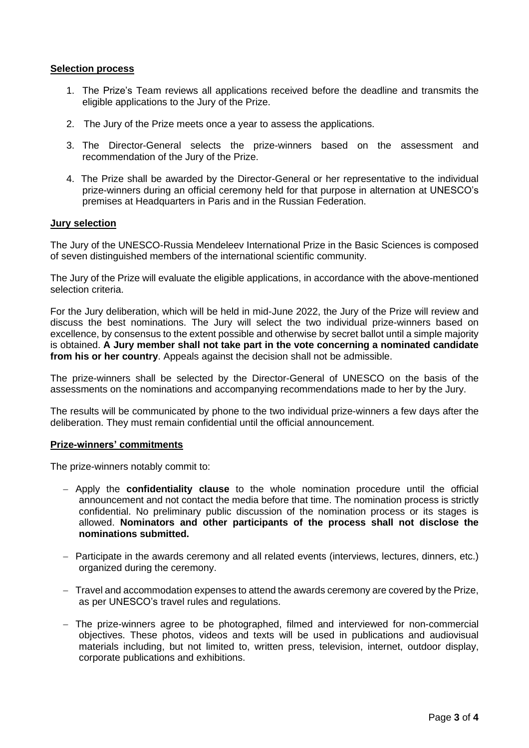**Selection process**

1. The Prize's Team reviews all applications received before the deadline and transmits the eligible applications to the Jury of the Prize.
2. The Jury of the Prize meets once a year to assess the applications.
3. The Director-General selects the prize-winners based on the assessment and recommendation of the Jury of the Prize.
4. The Prize shall be awarded by the Director-General or her representative to the individual prize-winners during an official ceremony held for that purpose in alternation at UNESCO's premises at Headquarters in Paris and in the Russian Federation.

**Jury selection**

The Jury of the UNESCO-Russia Mendeleev International Prize in the Basic Sciences is composed of seven distinguished members of the international scientific community.

The Jury of the Prize will evaluate the eligible applications, in accordance with the above-mentioned selection criteria.

For the Jury deliberation, which will be held in mid-June 2022, the Jury of the Prize will review and discuss the best nominations. The Jury will select the two individual prize-winners based on excellence, by consensus to the extent possible and otherwise by secret ballot until a simple majority is obtained. **A Jury member shall not take part in the vote concerning a nominated candidate from his or her country**. Appeals against the decision shall not be admissible.

The prize-winners shall be selected by the Director-General of UNESCO on the basis of the assessments on the nominations and accompanying recommendations made to her by the Jury.

The results will be communicated by phone to the two individual prize-winners a few days after the deliberation. They must remain confidential until the official announcement.

**Prize-winners' commitments**

The prize-winners notably commit to:

- Apply the **confidentiality clause** to the whole nomination procedure until the official announcement and not contact the media before that time. The nomination process is strictly confidential. No preliminary public discussion of the nomination process or its stages is allowed. **Nominators and other participants of the process shall not disclose the nominations submitted.**
- Participate in the awards ceremony and all related events (interviews, lectures, dinners, etc.) organized during the ceremony.
- Travel and accommodation expenses to attend the awards ceremony are covered by the Prize, as per UNESCO's travel rules and regulations.
- The prize-winners agree to be photographed, filmed and interviewed for non-commercial objectives. These photos, videos and texts will be used in publications and audiovisual materials including, but not limited to, written press, television, internet, outdoor display, corporate publications and exhibitions.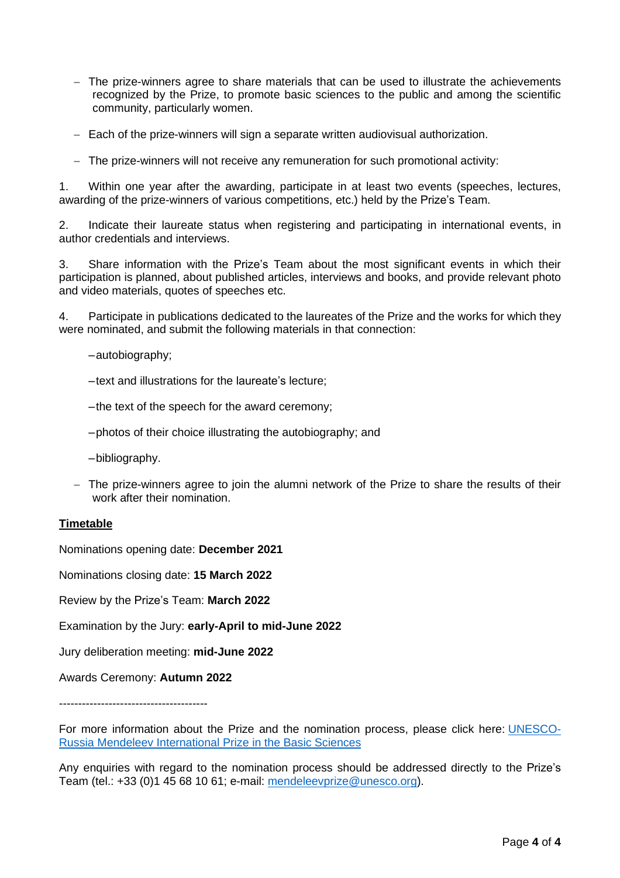- The prize-winners agree to share materials that can be used to illustrate the achievements recognized by the Prize, to promote basic sciences to the public and among the scientific community, particularly women.

- Each of the prize-winners will sign a separate written audiovisual authorization.

- The prize-winners will not receive any remuneration for such promotional activity:

1. Within one year after the awarding, participate in at least two events (speeches, lectures, awarding of the prize-winners of various competitions, etc.) held by the Prize's Team.

2. Indicate their laureate status when registering and participating in international events, in author credentials and interviews.

3. Share information with the Prize's Team about the most significant events in which their participation is planned, about published articles, interviews and books, and provide relevant photo and video materials, quotes of speeches etc.

4. Participate in publications dedicated to the laureates of the Prize and the works for which they were nominated, and submit the following materials in that connection:

   - autobiography;
   - text and illustrations for the laureate's lecture;
   - the text of the speech for the award ceremony;
   - photos of their choice illustrating the autobiography; and
   - bibliography.

- The prize-winners agree to join the alumni network of the Prize to share the results of their work after their nomination.

## Timetable

Nominations opening date: **December 2021**

Nominations closing date: **15 March 2022**

Review by the Prize's Team: **March 2022**

Examination by the Jury: **early-April to mid-June 2022**

Jury deliberation meeting: **mid-June 2022**

Awards Ceremony: **Autumn 2022**

---------------------------------------

For more information about the Prize and the nomination process, please click here: [UNESCO-Russia Mendeleev International Prize in the Basic Sciences]

Any enquiries with regard to the nomination process should be addressed directly to the Prize's Team (tel.: +33 (0)1 45 68 10 61; e-mail: mendeleevprize@unesco.org).